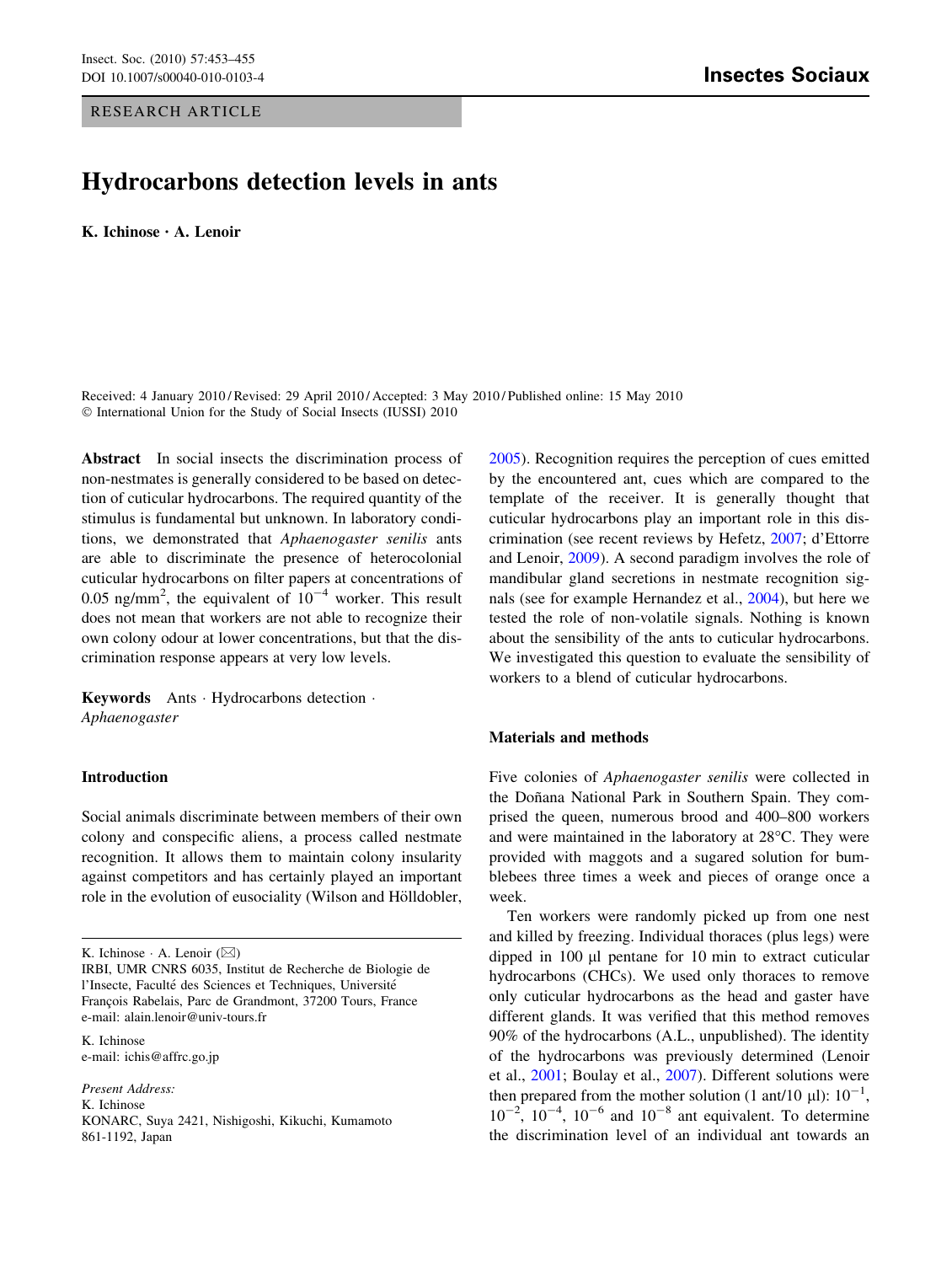RESEARCH ARTICLE

# Hydrocarbons detection levels in ants

**K. Ichinose · A. Lenoir**

Received: 4 January 2010 / Revised: 29 April 2010 / Accepted: 3 May 2010 / Published online: 15 May 2010
© International Union for the Study of Social Insects (IUSSI) 2010

**Abstract** In social insects the discrimination process of non-nestmates is generally considered to be based on detection of cuticular hydrocarbons. The required quantity of the stimulus is fundamental but unknown. In laboratory conditions, we demonstrated that *Aphaenogaster senilis* ants are able to discriminate the presence of heterocolonial cuticular hydrocarbons on filter papers at concentrations of 0.05 ng/mm$^2$, the equivalent of $10^{-4}$ worker. This result does not mean that workers are not able to recognize their own colony odour at lower concentrations, but that the discrimination response appears at very low levels.

**Keywords** Ants · Hydrocarbons detection · *Aphaenogaster*

K. Ichinose · A. Lenoir (✉)
IRBI, UMR CNRS 6035, Institut de Recherche de Biologie de l'Insecte, Faculté des Sciences et Techniques, Université François Rabelais, Parc de Grandmont, 37200 Tours, France
e-mail: alain.lenoir@univ-tours.fr

K. Ichinose
e-mail: ichis@affrc.go.jp

*Present Address:*
K. Ichinose
KONARC, Suya 2421, Nishigoshi, Kikuchi, Kumamoto 861-1192, Japan

## Introduction

Social animals discriminate between members of their own colony and conspecific aliens, a process called nestmate recognition. It allows them to maintain colony insularity against competitors and has certainly played an important role in the evolution of eusociality (Wilson and Hölldobler, 2005). Recognition requires the perception of cues emitted by the encountered ant, cues which are compared to the template of the receiver. It is generally thought that cuticular hydrocarbons play an important role in this discrimination (see recent reviews by Hefetz, 2007; d'Ettorre and Lenoir, 2009). A second paradigm involves the role of mandibular gland secretions in nestmate recognition signals (see for example Hernandez et al., 2004), but here we tested the role of non-volatile signals. Nothing is known about the sensibility of the ants to cuticular hydrocarbons. We investigated this question to evaluate the sensibility of workers to a blend of cuticular hydrocarbons.

## Materials and methods

Five colonies of *Aphaenogaster senilis* were collected in the Doñana National Park in Southern Spain. They comprised the queen, numerous brood and 400–800 workers and were maintained in the laboratory at 28°C. They were provided with maggots and a sugared solution for bumblebees three times a week and pieces of orange once a week.

Ten workers were randomly picked up from one nest and killed by freezing. Individual thoraces (plus legs) were dipped in 100 µl pentane for 10 min to extract cuticular hydrocarbons (CHCs). We used only thoraces to remove only cuticular hydrocarbons as the head and gaster have different glands. It was verified that this method removes 90% of the hydrocarbons (A.L., unpublished). The identity of the hydrocarbons was previously determined (Lenoir et al., 2001; Boulay et al., 2007). Different solutions were then prepared from the mother solution (1 ant/10 µl): $10^{-1}$, $10^{-2}$, $10^{-4}$, $10^{-6}$ and $10^{-8}$ ant equivalent. To determine the discrimination level of an individual ant towards an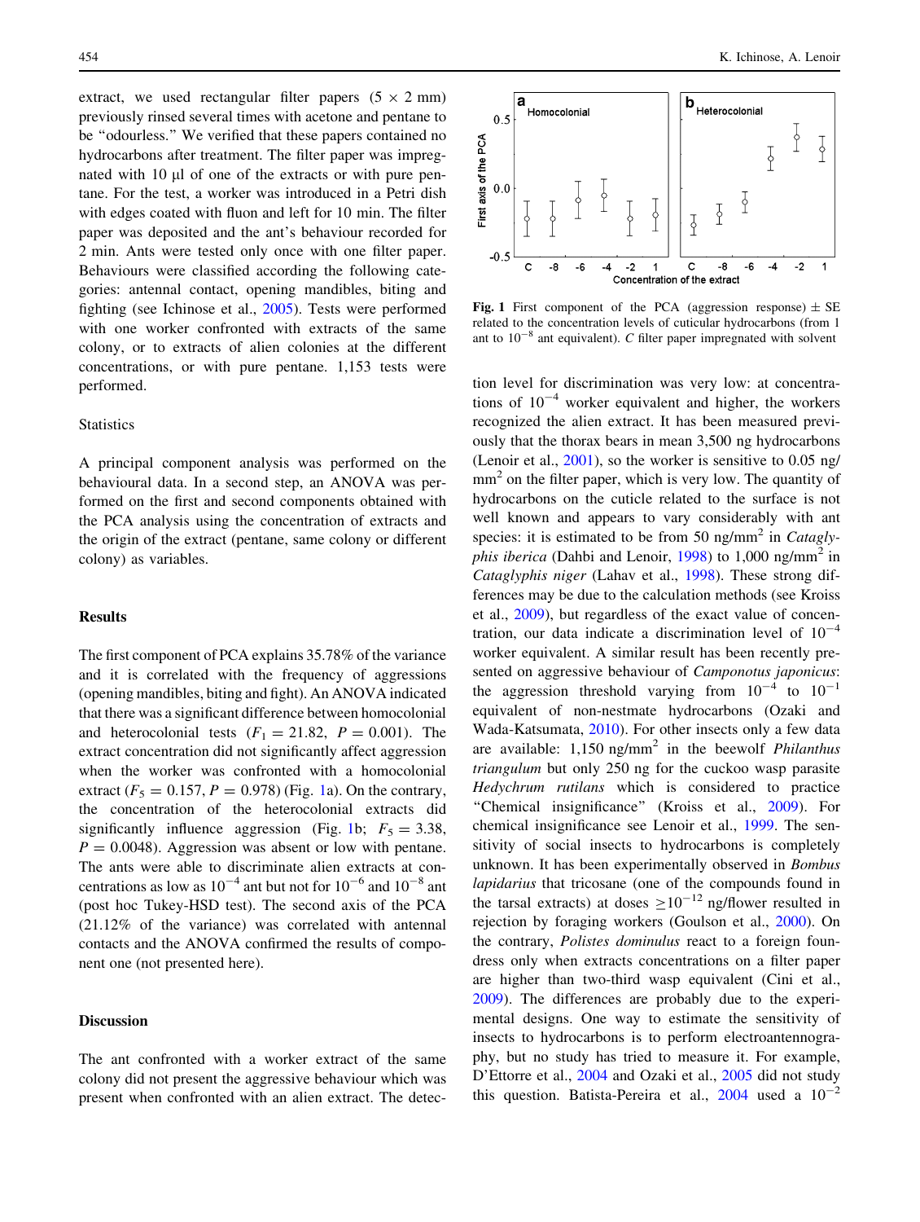extract, we used rectangular filter papers (5 × 2 mm) previously rinsed several times with acetone and pentane to be "odourless." We verified that these papers contained no hydrocarbons after treatment. The filter paper was impregnated with 10 μl of one of the extracts or with pure pentane. For the test, a worker was introduced in a Petri dish with edges coated with fluon and left for 10 min. The filter paper was deposited and the ant's behaviour recorded for 2 min. Ants were tested only once with one filter paper. Behaviours were classified according the following categories: antennal contact, opening mandibles, biting and fighting (see Ichinose et al., 2005). Tests were performed with one worker confronted with extracts of the same colony, or to extracts of alien colonies at the different concentrations, or with pure pentane. 1,153 tests were performed.

### Statistics

A principal component analysis was performed on the behavioural data. In a second step, an ANOVA was performed on the first and second components obtained with the PCA analysis using the concentration of extracts and the origin of the extract (pentane, same colony or different colony) as variables.

## Results

The first component of PCA explains 35.78% of the variance and it is correlated with the frequency of aggressions (opening mandibles, biting and fight). An ANOVA indicated that there was a significant difference between homocolonial and heterocolonial tests ($F_1 = 21.82$, $P = 0.001$). The extract concentration did not significantly affect aggression when the worker was confronted with a homocolonial extract ($F_5 = 0.157$, $P = 0.978$) (Fig. 1a). On the contrary, the concentration of the heterocolonial extracts did significantly influence aggression (Fig. 1b; $F_5 = 3.38$, $P = 0.0048$). Aggression was absent or low with pentane. The ants were able to discriminate alien extracts at concentrations as low as $10^{-4}$ ant but not for $10^{-6}$ and $10^{-8}$ ant (post hoc Tukey-HSD test). The second axis of the PCA (21.12% of the variance) was correlated with antennal contacts and the ANOVA confirmed the results of component one (not presented here).

**Fig. 1** First component of the PCA (aggression response) ± SE related to the concentration levels of cuticular hydrocarbons (from 1 ant to $10^{-8}$ ant equivalent). *C* filter paper impregnated with solvent

## Discussion

The ant confronted with a worker extract of the same colony did not present the aggressive behaviour which was present when confronted with an alien extract. The detection level for discrimination was very low: at concentrations of $10^{-4}$ worker equivalent and higher, the workers recognized the alien extract. It has been measured previously that the thorax bears in mean 3,500 ng hydrocarbons (Lenoir et al., 2001), so the worker is sensitive to 0.05 ng/mm$^2$ on the filter paper, which is very low. The quantity of hydrocarbons on the cuticle related to the surface is not well known and appears to vary considerably with ant species: it is estimated to be from 50 ng/mm$^2$ in *Cataglyphis iberica* (Dahbi and Lenoir, 1998) to 1,000 ng/mm$^2$ in *Cataglyphis niger* (Lahav et al., 1998). These strong differences may be due to the calculation methods (see Kroiss et al., 2009), but regardless of the exact value of concentration, our data indicate a discrimination level of $10^{-4}$ worker equivalent. A similar result has been recently presented on aggressive behaviour of *Camponotus japonicus*: the aggression threshold varying from $10^{-4}$ to $10^{-1}$ equivalent of non-nestmate hydrocarbons (Ozaki and Wada-Katsumata, 2010). For other insects only a few data are available: 1,150 ng/mm$^2$ in the beewolf *Philanthus triangulum* but only 250 ng for the cuckoo wasp parasite *Hedychrum rutilans* which is considered to practice "Chemical insignificance" (Kroiss et al., 2009). For chemical insignificance see Lenoir et al., 1999. The sensitivity of social insects to hydrocarbons is completely unknown. It has been experimentally observed in *Bombus lapidarius* that tricosane (one of the compounds found in the tarsal extracts) at doses $\geq 10^{-12}$ ng/flower resulted in rejection by foraging workers (Goulson et al., 2000). On the contrary, *Polistes dominulus* react to a foreign foundress only when extracts concentrations on a filter paper are higher than two-third wasp equivalent (Cini et al., 2009). The differences are probably due to the experimental designs. One way to estimate the sensitivity of insects to hydrocarbons is to perform electroantennography, but no study has tried to measure it. For example, D'Ettorre et al., 2004 and Ozaki et al., 2005 did not study this question. Batista-Pereira et al., 2004 used a $10^{-2}$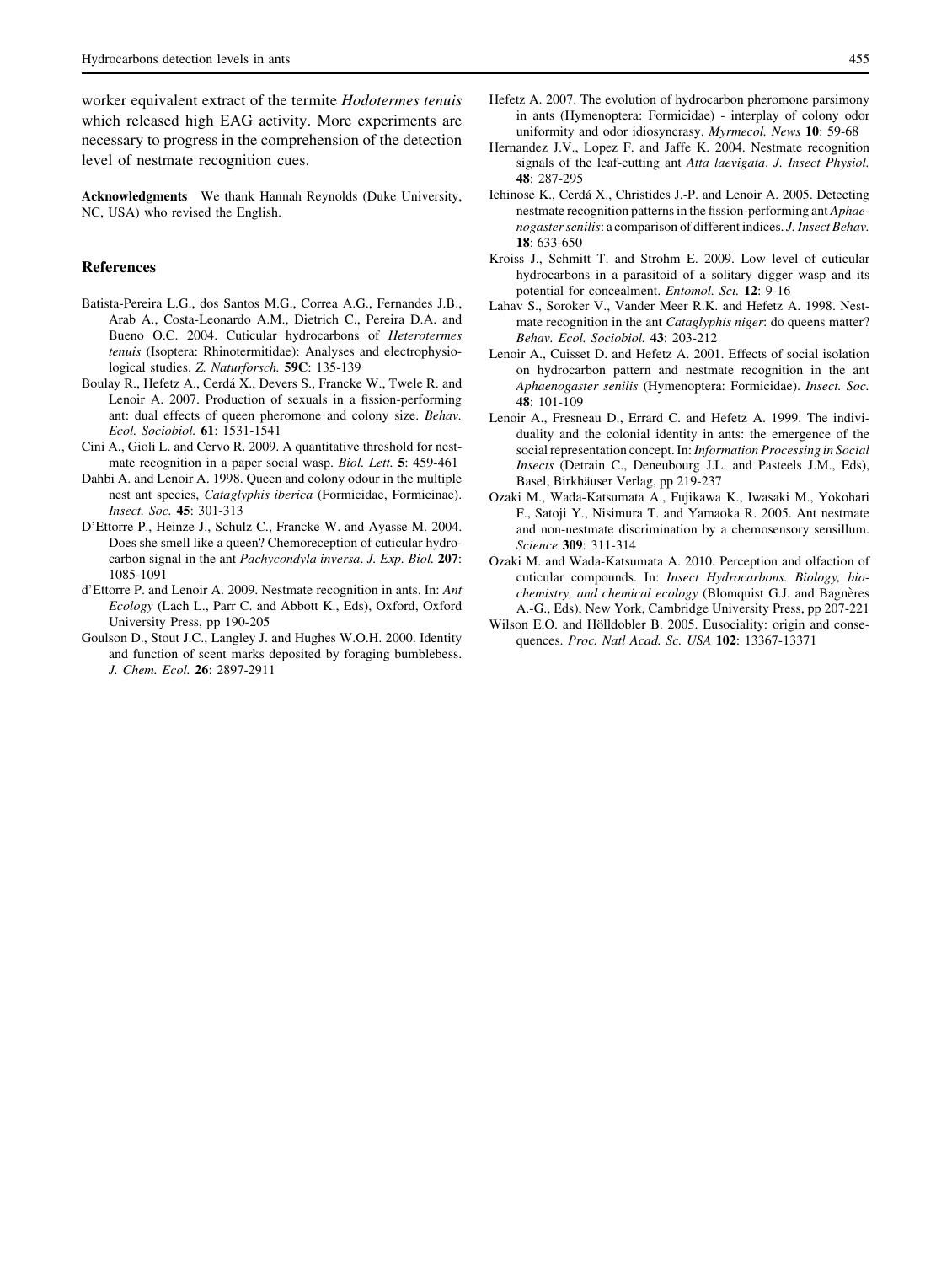worker equivalent extract of the termite *Hodotermes tenuis* which released high EAG activity. More experiments are necessary to progress in the comprehension of the detection level of nestmate recognition cues.

**Acknowledgments** We thank Hannah Reynolds (Duke University, NC, USA) who revised the English.

## References

Batista-Pereira L.G., dos Santos M.G., Correa A.G., Fernandes J.B., Arab A., Costa-Leonardo A.M., Dietrich C., Pereira D.A. and Bueno O.C. 2004. Cuticular hydrocarbons of *Heterotermes tenuis* (Isoptera: Rhinotermitidae): Analyses and electrophysiological studies. *Z. Naturforsch.* **59C**: 135-139

Boulay R., Hefetz A., Cerdá X., Devers S., Francke W., Twele R. and Lenoir A. 2007. Production of sexuals in a fission-performing ant: dual effects of queen pheromone and colony size. *Behav. Ecol. Sociobiol.* **61**: 1531-1541

Cini A., Gioli L. and Cervo R. 2009. A quantitative threshold for nestmate recognition in a paper social wasp. *Biol. Lett.* **5**: 459-461

Dahbi A. and Lenoir A. 1998. Queen and colony odour in the multiple nest ant species, *Cataglyphis iberica* (Formicidae, Formicinae). *Insect. Soc.* **45**: 301-313

D'Ettorre P., Heinze J., Schulz C., Francke W. and Ayasse M. 2004. Does she smell like a queen? Chemoreception of cuticular hydrocarbon signal in the ant *Pachycondyla inversa*. *J. Exp. Biol.* **207**: 1085-1091

d'Ettorre P. and Lenoir A. 2009. Nestmate recognition in ants. In: *Ant Ecology* (Lach L., Parr C. and Abbott K., Eds), Oxford, Oxford University Press, pp 190-205

Goulson D., Stout J.C., Langley J. and Hughes W.O.H. 2000. Identity and function of scent marks deposited by foraging bumblebess. *J. Chem. Ecol.* **26**: 2897-2911

Hefetz A. 2007. The evolution of hydrocarbon pheromone parsimony in ants (Hymenoptera: Formicidae) - interplay of colony odor uniformity and odor idiosyncrasy. *Myrmecol. News* **10**: 59-68

Hernandez J.V., Lopez F. and Jaffe K. 2004. Nestmate recognition signals of the leaf-cutting ant *Atta laevigata*. *J. Insect Physiol.* **48**: 287-295

Ichinose K., Cerdá X., Christides J.-P. and Lenoir A. 2005. Detecting nestmate recognition patterns in the fission-performing ant *Aphaenogaster senilis*: a comparison of different indices. *J. Insect Behav.* **18**: 633-650

Kroiss J., Schmitt T. and Strohm E. 2009. Low level of cuticular hydrocarbons in a parasitoid of a solitary digger wasp and its potential for concealment. *Entomol. Sci.* **12**: 9-16

Lahav S., Soroker V., Vander Meer R.K. and Hefetz A. 1998. Nestmate recognition in the ant *Cataglyphis niger*: do queens matter? *Behav. Ecol. Sociobiol.* **43**: 203-212

Lenoir A., Cuisset D. and Hefetz A. 2001. Effects of social isolation on hydrocarbon pattern and nestmate recognition in the ant *Aphaenogaster senilis* (Hymenoptera: Formicidae). *Insect. Soc.* **48**: 101-109

Lenoir A., Fresneau D., Errard C. and Hefetz A. 1999. The individuality and the colonial identity in ants: the emergence of the social representation concept. In: *Information Processing in Social Insects* (Detrain C., Deneubourg J.L. and Pasteels J.M., Eds), Basel, Birkhäuser Verlag, pp 219-237

Ozaki M., Wada-Katsumata A., Fujikawa K., Iwasaki M., Yokohari F., Satoji Y., Nisimura T. and Yamaoka R. 2005. Ant nestmate and non-nestmate discrimination by a chemosensory sensillum. *Science* **309**: 311-314

Ozaki M. and Wada-Katsumata A. 2010. Perception and olfaction of cuticular compounds. In: *Insect Hydrocarbons. Biology, biochemistry, and chemical ecology* (Blomquist G.J. and Bagnères A.-G., Eds), New York, Cambridge University Press, pp 207-221

Wilson E.O. and Hölldobler B. 2005. Eusociality: origin and consequences. *Proc. Natl Acad. Sc. USA* **102**: 13367-13371